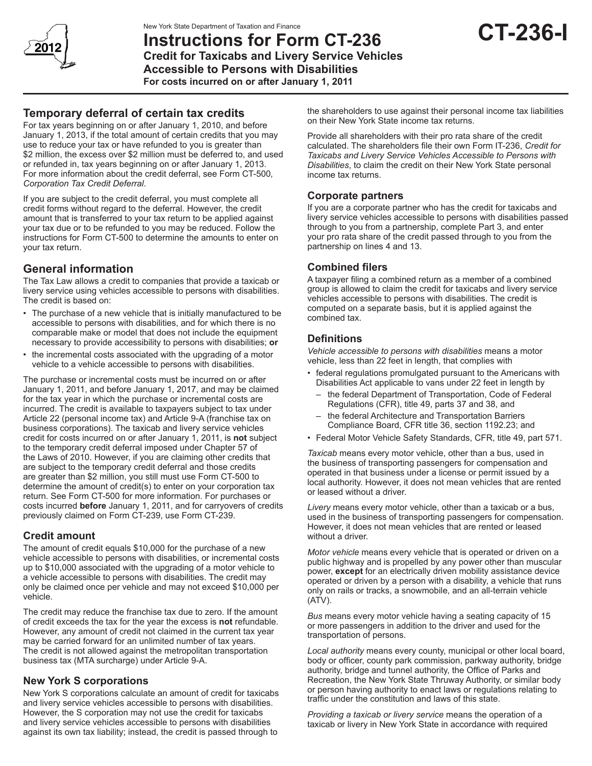New York State Department of Taxation and Finance

# Instructions for Form CT-236

## Credit for Taxicabs and Livery Service Vehicles Accessible to Persons with Disabilities

**For costs incurred on or after January 1, 2011**

**CT-236-I**

2012

## Temporary deferral of certain tax credits

For tax years beginning on or after January 1, 2010, and before January 1, 2013, if the total amount of certain credits that you may use to reduce your tax or have refunded to you is greater than $2 million, the excess over $2 million must be deferred to, and used or refunded in, tax years beginning on or after January 1, 2013. For more information about the credit deferral, see Form CT-500*, Corporation Tax Credit Deferral*.

If you are subject to the credit deferral, you must complete all credit forms without regard to the deferral. However, the credit amount that is transferred to your tax return to be applied against your tax due or to be refunded to you may be reduced. Follow the instructions for Form CT-500 to determine the amounts to enter on your tax return.

## General information

The Tax Law allows a credit to companies that provide a taxicab or livery service using vehicles accessible to persons with disabilities. The credit is based on:

- The purchase of a new vehicle that is initially manufactured to be accessible to persons with disabilities, and for which there is no comparable make or model that does not include the equipment necessary to provide accessibility to persons with disabilities; **or**
- the incremental costs associated with the upgrading of a motor vehicle to a vehicle accessible to persons with disabilities.

The purchase or incremental costs must be incurred on or after January 1, 2011, and before January 1, 2017, and may be claimed for the tax year in which the purchase or incremental costs are incurred. The credit is available to taxpayers subject to tax under Article 22 (personal income tax) and Article 9-A (franchise tax on business corporations). The taxicab and livery service vehicles credit for costs incurred on or after January 1, 2011, is **not** subject to the temporary credit deferral imposed under Chapter 57 of the Laws of 2010. However, if you are claiming other credits that are subject to the temporary credit deferral and those credits are greater than $2 million, you still must use Form CT-500 to determine the amount of credit(s) to enter on your corporation tax return. See Form CT-500 for more information. For purchases or costs incurred **before** January 1, 2011, and for carryovers of credits previously claimed on Form CT-239, use Form CT-239.

## Credit amount

The amount of credit equals $10,000 for the purchase of a new vehicle accessible to persons with disabilities, or incremental costs up to $10,000 associated with the upgrading of a motor vehicle to a vehicle accessible to persons with disabilities. The credit may only be claimed once per vehicle and may not exceed $10,000 per vehicle.

The credit may reduce the franchise tax due to zero. If the amount of credit exceeds the tax for the year the excess is **not** refundable. However, any amount of credit not claimed in the current tax year may be carried forward for an unlimited number of tax years. The credit is not allowed against the metropolitan transportation business tax (MTA surcharge) under Article 9-A.

## New York S corporations

New York S corporations calculate an amount of credit for taxicabs and livery service vehicles accessible to persons with disabilities. However, the S corporation may not use the credit for taxicabs and livery service vehicles accessible to persons with disabilities against its own tax liability; instead, the credit is passed through to the shareholders to use against their personal income tax liabilities on their New York State income tax returns.

Provide all shareholders with their pro rata share of the credit calculated. The shareholders file their own Form IT-236, *Credit for Taxicabs and Livery Service Vehicles Accessible to Persons with Disabilities*, to claim the credit on their New York State personal income tax returns.

## Corporate partners

If you are a corporate partner who has the credit for taxicabs and livery service vehicles accessible to persons with disabilities passed through to you from a partnership, complete Part 3, and enter your pro rata share of the credit passed through to you from the partnership on lines 4 and 13.

## Combined filers

A taxpayer filing a combined return as a member of a combined group is allowed to claim the credit for taxicabs and livery service vehicles accessible to persons with disabilities. The credit is computed on a separate basis, but it is applied against the combined tax.

## Definitions

*Vehicle accessible to persons with disabilities* means a motor vehicle, less than 22 feet in length, that complies with

- federal regulations promulgated pursuant to the Americans with Disabilities Act applicable to vans under 22 feet in length by
  - the federal Department of Transportation, Code of Federal Regulations (CFR), title 49, parts 37 and 38, and
  - the federal Architecture and Transportation Barriers Compliance Board, CFR title 36, section 1192.23; and
- Federal Motor Vehicle Safety Standards, CFR, title 49, part 571.

*Taxicab* means every motor vehicle, other than a bus, used in the business of transporting passengers for compensation and operated in that business under a license or permit issued by a local authority. However, it does not mean vehicles that are rented or leased without a driver.

*Livery* means every motor vehicle, other than a taxicab or a bus, used in the business of transporting passengers for compensation. However, it does not mean vehicles that are rented or leased without a driver.

*Motor vehicle* means every vehicle that is operated or driven on a public highway and is propelled by any power other than muscular power, **except** for an electrically driven mobility assistance device operated or driven by a person with a disability, a vehicle that runs only on rails or tracks, a snowmobile, and an all-terrain vehicle (ATV).

*Bus* means every motor vehicle having a seating capacity of 15 or more passengers in addition to the driver and used for the transportation of persons.

*Local authority* means every county, municipal or other local board, body or officer, county park commission, parkway authority, bridge authority, bridge and tunnel authority, the Office of Parks and Recreation, the New York State Thruway Authority, or similar body or person having authority to enact laws or regulations relating to traffic under the constitution and laws of this state.

*Providing a taxicab or livery service* means the operation of a taxicab or livery in New York State in accordance with required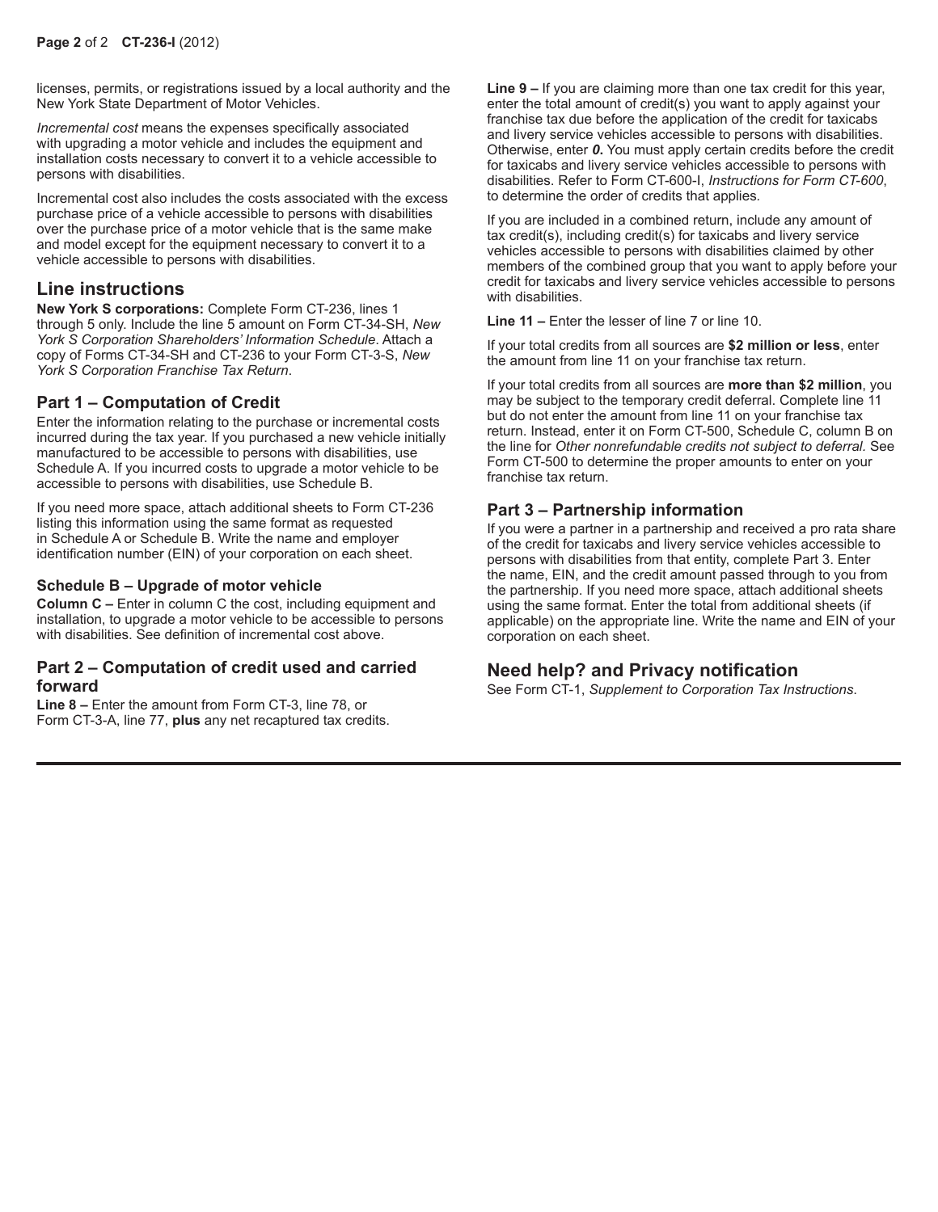licenses, permits, or registrations issued by a local authority and the New York State Department of Motor Vehicles.

*Incremental cost* means the expenses specifically associated with upgrading a motor vehicle and includes the equipment and installation costs necessary to convert it to a vehicle accessible to persons with disabilities.

Incremental cost also includes the costs associated with the excess purchase price of a vehicle accessible to persons with disabilities over the purchase price of a motor vehicle that is the same make and model except for the equipment necessary to convert it to a vehicle accessible to persons with disabilities.

## Line instructions

**New York S corporations:** Complete Form CT-236, lines 1 through 5 only. Include the line 5 amount on Form CT-34-SH, *New York S Corporation Shareholders' Information Schedule*. Attach a copy of Forms CT-34-SH and CT-236 to your Form CT-3-S, *New York S Corporation Franchise Tax Return*.

## Part 1 – Computation of Credit

Enter the information relating to the purchase or incremental costs incurred during the tax year. If you purchased a new vehicle initially manufactured to be accessible to persons with disabilities, use Schedule A. If you incurred costs to upgrade a motor vehicle to be accessible to persons with disabilities, use Schedule B.

If you need more space, attach additional sheets to Form CT-236 listing this information using the same format as requested in Schedule A or Schedule B. Write the name and employer identification number (EIN) of your corporation on each sheet.

### Schedule B – Upgrade of motor vehicle

**Column C –** Enter in column C the cost, including equipment and installation, to upgrade a motor vehicle to be accessible to persons with disabilities. See definition of incremental cost above.

## Part 2 – Computation of credit used and carried forward

**Line 8 –** Enter the amount from Form CT-3, line 78, or Form CT-3-A, line 77, **plus** any net recaptured tax credits.

**Line 9 –** If you are claiming more than one tax credit for this year, enter the total amount of credit(s) you want to apply against your franchise tax due before the application of the credit for taxicabs and livery service vehicles accessible to persons with disabilities. Otherwise, enter ***0***. You must apply certain credits before the credit for taxicabs and livery service vehicles accessible to persons with disabilities. Refer to Form CT-600-I, *Instructions for Form CT-600*, to determine the order of credits that applies.

If you are included in a combined return, include any amount of tax credit(s), including credit(s) for taxicabs and livery service vehicles accessible to persons with disabilities claimed by other members of the combined group that you want to apply before your credit for taxicabs and livery service vehicles accessible to persons with disabilities.

**Line 11 –** Enter the lesser of line 7 or line 10.

If your total credits from all sources are **$2 million or less**, enter the amount from line 11 on your franchise tax return.

If your total credits from all sources are **more than $2 million**, you may be subject to the temporary credit deferral. Complete line 11 but do not enter the amount from line 11 on your franchise tax return. Instead, enter it on Form CT-500, Schedule C, column B on the line for *Other nonrefundable credits not subject to deferral.* See Form CT-500 to determine the proper amounts to enter on your franchise tax return.

## Part 3 – Partnership information

If you were a partner in a partnership and received a pro rata share of the credit for taxicabs and livery service vehicles accessible to persons with disabilities from that entity, complete Part 3. Enter the name, EIN, and the credit amount passed through to you from the partnership. If you need more space, attach additional sheets using the same format. Enter the total from additional sheets (if applicable) on the appropriate line. Write the name and EIN of your corporation on each sheet.

## Need help? and Privacy notification

See Form CT-1, *Supplement to Corporation Tax Instructions*.